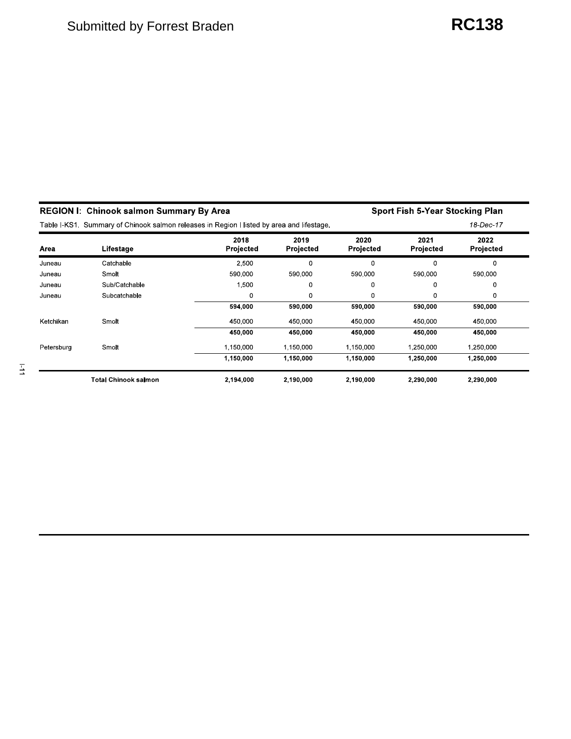Submitted by Forrest Braden

**RC138**

**REGION I: Chinook salmon Summary By Area** | **Sport Fish 5-Year Stocking Plan**

Table I-KS1. Summary of Chinook salmon releases in Region I listed by area and lifestage. *18-Dec-17*

| Area | Lifestage | 2018 Projected | 2019 Projected | 2020 Projected | 2021 Projected | 2022 Projected |
|---|---|---|---|---|---|---|
| Juneau | Catchable | 2,500 | 0 | 0 | 0 | 0 |
| Juneau | Smolt | 590,000 | 590,000 | 590,000 | 590,000 | 590,000 |
| Juneau | Sub/Catchable | 1,500 | 0 | 0 | 0 | 0 |
| Juneau | Subcatchable | 0 | 0 | 0 | 0 | 0 |
| | | **594,000** | **590,000** | **590,000** | **590,000** | **590,000** |
| Ketchikan | Smolt | 450,000 | 450,000 | 450,000 | 450,000 | 450,000 |
| | | **450,000** | **450,000** | **450,000** | **450,000** | **450,000** |
| Petersburg | Smolt | 1,150,000 | 1,150,000 | 1,150,000 | 1,250,000 | 1,250,000 |
| | | **1,150,000** | **1,150,000** | **1,150,000** | **1,250,000** | **1,250,000** |
| | **Total Chinook salmon** | **2,194,000** | **2,190,000** | **2,190,000** | **2,290,000** | **2,290,000** |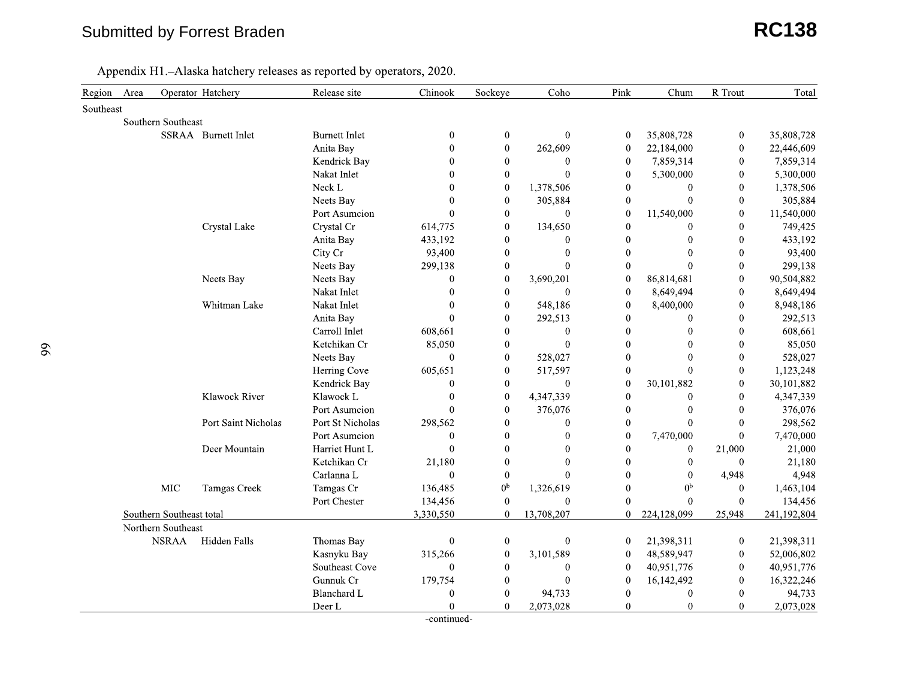Submitted by Forrest Braden

**RC138**

Appendix H1.–Alaska hatchery releases as reported by operators, 2020.

| Region | Area | Operator | Hatchery | Release site | Chinook | Sockeye | Coho | Pink | Chum | R Trout | Total |
|---|---|---|---|---|---|---|---|---|---|---|---|
| Southeast | | | | | | | | | | | |
| | Southern Southeast | | | | | | | | | | |
| | | SSRAA | Burnett Inlet | Burnett Inlet | 0 | 0 | 0 | 0 | 35,808,728 | 0 | 35,808,728 |
| | | | | Anita Bay | 0 | 0 | 262,609 | 0 | 22,184,000 | 0 | 22,446,609 |
| | | | | Kendrick Bay | 0 | 0 | 0 | 0 | 7,859,314 | 0 | 7,859,314 |
| | | | | Nakat Inlet | 0 | 0 | 0 | 0 | 5,300,000 | 0 | 5,300,000 |
| | | | | Neck L | 0 | 0 | 1,378,506 | 0 | 0 | 0 | 1,378,506 |
| | | | | Neets Bay | 0 | 0 | 305,884 | 0 | 0 | 0 | 305,884 |
| | | | | Port Asumcion | 0 | 0 | 0 | 0 | 11,540,000 | 0 | 11,540,000 |
| | | | Crystal Lake | Crystal Cr | 614,775 | 0 | 134,650 | 0 | 0 | 0 | 749,425 |
| | | | | Anita Bay | 433,192 | 0 | 0 | 0 | 0 | 0 | 433,192 |
| | | | | City Cr | 93,400 | 0 | 0 | 0 | 0 | 0 | 93,400 |
| | | | | Neets Bay | 299,138 | 0 | 0 | 0 | 0 | 0 | 299,138 |
| | | | Neets Bay | Neets Bay | 0 | 0 | 3,690,201 | 0 | 86,814,681 | 0 | 90,504,882 |
| | | | | Nakat Inlet | 0 | 0 | 0 | 0 | 8,649,494 | 0 | 8,649,494 |
| | | | Whitman Lake | Nakat Inlet | 0 | 0 | 548,186 | 0 | 8,400,000 | 0 | 8,948,186 |
| | | | | Anita Bay | 0 | 0 | 292,513 | 0 | 0 | 0 | 292,513 |
| | | | | Carroll Inlet | 608,661 | 0 | 0 | 0 | 0 | 0 | 608,661 |
| | | | | Ketchikan Cr | 85,050 | 0 | 0 | 0 | 0 | 0 | 85,050 |
| | | | | Neets Bay | 0 | 0 | 528,027 | 0 | 0 | 0 | 528,027 |
| | | | | Herring Cove | 605,651 | 0 | 517,597 | 0 | 0 | 0 | 1,123,248 |
| | | | | Kendrick Bay | 0 | 0 | 0 | 0 | 30,101,882 | 0 | 30,101,882 |
| | | | Klawock River | Klawock L | 0 | 0 | 4,347,339 | 0 | 0 | 0 | 4,347,339 |
| | | | | Port Asumcion | 0 | 0 | 376,076 | 0 | 0 | 0 | 376,076 |
| | | | Port Saint Nicholas | Port St Nicholas | 298,562 | 0 | 0 | 0 | 0 | 0 | 298,562 |
| | | | | Port Asumcion | 0 | 0 | 0 | 0 | 7,470,000 | 0 | 7,470,000 |
| | | | Deer Mountain | Harriet Hunt L | 0 | 0 | 0 | 0 | 0 | 21,000 | 21,000 |
| | | | | Ketchikan Cr | 21,180 | 0 | 0 | 0 | 0 | 0 | 21,180 |
| | | | | Carlanna L | 0 | 0 | 0 | 0 | 0 | 4,948 | 4,948 |
| | | MIC | Tamgas Creek | Tamgas Cr | 136,485 | 0[b] | 1,326,619 | 0 | 0[b] | 0 | 1,463,104 |
| | | | | Port Chester | 134,456 | 0 | 0 | 0 | 0 | 0 | 134,456 |
| | Southern Southeast total | | | | 3,330,550 | 0 | 13,708,207 | 0 | 224,128,099 | 25,948 | 241,192,804 |
| | Northern Southeast | | | | | | | | | | |
| | | NSRAA | Hidden Falls | Thomas Bay | 0 | 0 | 0 | 0 | 21,398,311 | 0 | 21,398,311 |
| | | | | Kasnyku Bay | 315,266 | 0 | 3,101,589 | 0 | 48,589,947 | 0 | 52,006,802 |
| | | | | Southeast Cove | 0 | 0 | 0 | 0 | 40,951,776 | 0 | 40,951,776 |
| | | | | Gunnuk Cr | 179,754 | 0 | 0 | 0 | 16,142,492 | 0 | 16,322,246 |
| | | | | Blanchard L | 0 | 0 | 94,733 | 0 | 0 | 0 | 94,733 |
| | | | | Deer L | 0 | 0 | 2,073,028 | 0 | 0 | 0 | 2,073,028 |

-continued-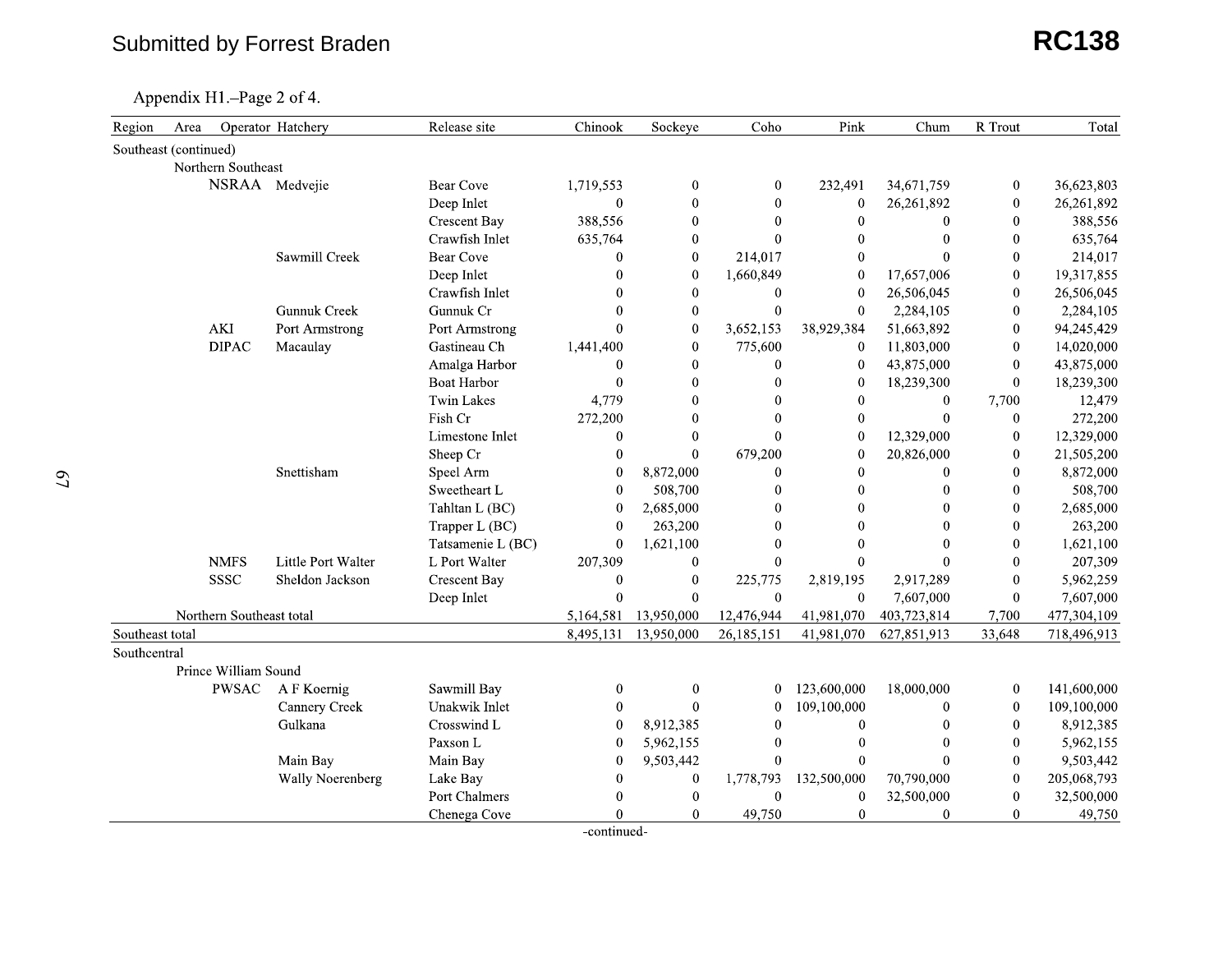Submitted by Forrest Braden **RC138**

Appendix H1.–Page 2 of 4.

| Region | Area | Operator | Hatchery | Release site | Chinook | Sockeye | Coho | Pink | Chum | R Trout | Total |
|---|---|---|---|---|---|---|---|---|---|---|---|
| Southeast (continued) | | | | | | | | | | | |
| | Northern Southeast | | | | | | | | | | |
| | | NSRAA | Medvejie | Bear Cove | 1,719,553 | 0 | 0 | 232,491 | 34,671,759 | 0 | 36,623,803 |
| | | | | Deep Inlet | 0 | 0 | 0 | 0 | 26,261,892 | 0 | 26,261,892 |
| | | | | Crescent Bay | 388,556 | 0 | 0 | 0 | 0 | 0 | 388,556 |
| | | | | Crawfish Inlet | 635,764 | 0 | 0 | 0 | 0 | 0 | 635,764 |
| | | | Sawmill Creek | Bear Cove | 0 | 0 | 214,017 | 0 | 0 | 0 | 214,017 |
| | | | | Deep Inlet | 0 | 0 | 1,660,849 | 0 | 17,657,006 | 0 | 19,317,855 |
| | | | | Crawfish Inlet | 0 | 0 | 0 | 0 | 26,506,045 | 0 | 26,506,045 |
| | | | Gunnuk Creek | Gunnuk Cr | 0 | 0 | 0 | 0 | 2,284,105 | 0 | 2,284,105 |
| | | AKI | Port Armstrong | Port Armstrong | 0 | 0 | 3,652,153 | 38,929,384 | 51,663,892 | 0 | 94,245,429 |
| | | DIPAC | Macaulay | Gastineau Ch | 1,441,400 | 0 | 775,600 | 0 | 11,803,000 | 0 | 14,020,000 |
| | | | | Amalga Harbor | 0 | 0 | 0 | 0 | 43,875,000 | 0 | 43,875,000 |
| | | | | Boat Harbor | 0 | 0 | 0 | 0 | 18,239,300 | 0 | 18,239,300 |
| | | | | Twin Lakes | 4,779 | 0 | 0 | 0 | 0 | 7,700 | 12,479 |
| | | | | Fish Cr | 272,200 | 0 | 0 | 0 | 0 | 0 | 272,200 |
| | | | | Limestone Inlet | 0 | 0 | 0 | 0 | 12,329,000 | 0 | 12,329,000 |
| | | | | Sheep Cr | 0 | 0 | 679,200 | 0 | 20,826,000 | 0 | 21,505,200 |
| | | | Snettisham | Speel Arm | 0 | 8,872,000 | 0 | 0 | 0 | 0 | 8,872,000 |
| | | | | Sweetheart L | 0 | 508,700 | 0 | 0 | 0 | 0 | 508,700 |
| | | | | Tahltan L (BC) | 0 | 2,685,000 | 0 | 0 | 0 | 0 | 2,685,000 |
| | | | | Trapper L (BC) | 0 | 263,200 | 0 | 0 | 0 | 0 | 263,200 |
| | | | | Tatsamenie L (BC) | 0 | 1,621,100 | 0 | 0 | 0 | 0 | 1,621,100 |
| | | NMFS | Little Port Walter | L Port Walter | 207,309 | 0 | 0 | 0 | 0 | 0 | 207,309 |
| | | SSSC | Sheldon Jackson | Crescent Bay | 0 | 0 | 225,775 | 2,819,195 | 2,917,289 | 0 | 5,962,259 |
| | | | | Deep Inlet | 0 | 0 | 0 | 0 | 7,607,000 | 0 | 7,607,000 |
| | Northern Southeast total | | | | 5,164,581 | 13,950,000 | 12,476,944 | 41,981,070 | 403,723,814 | 7,700 | 477,304,109 |
| Southeast total | | | | | 8,495,131 | 13,950,000 | 26,185,151 | 41,981,070 | 627,851,913 | 33,648 | 718,496,913 |
| Southcentral | | | | | | | | | | | |
| | Prince William Sound | | | | | | | | | | |
| | | PWSAC | A F Koernig | Sawmill Bay | 0 | 0 | 0 | 123,600,000 | 18,000,000 | 0 | 141,600,000 |
| | | | Cannery Creek | Unakwik Inlet | 0 | 0 | 0 | 109,100,000 | 0 | 0 | 109,100,000 |
| | | | Gulkana | Crosswind L | 0 | 8,912,385 | 0 | 0 | 0 | 0 | 8,912,385 |
| | | | | Paxson L | 0 | 5,962,155 | 0 | 0 | 0 | 0 | 5,962,155 |
| | | | Main Bay | Main Bay | 0 | 9,503,442 | 0 | 0 | 0 | 0 | 9,503,442 |
| | | | Wally Noerenberg | Lake Bay | 0 | 0 | 1,778,793 | 132,500,000 | 70,790,000 | 0 | 205,068,793 |
| | | | | Port Chalmers | 0 | 0 | 0 | 0 | 32,500,000 | 0 | 32,500,000 |
| | | | | Chenega Cove | 0 | 0 | 49,750 | 0 | 0 | 0 | 49,750 |

-continued-